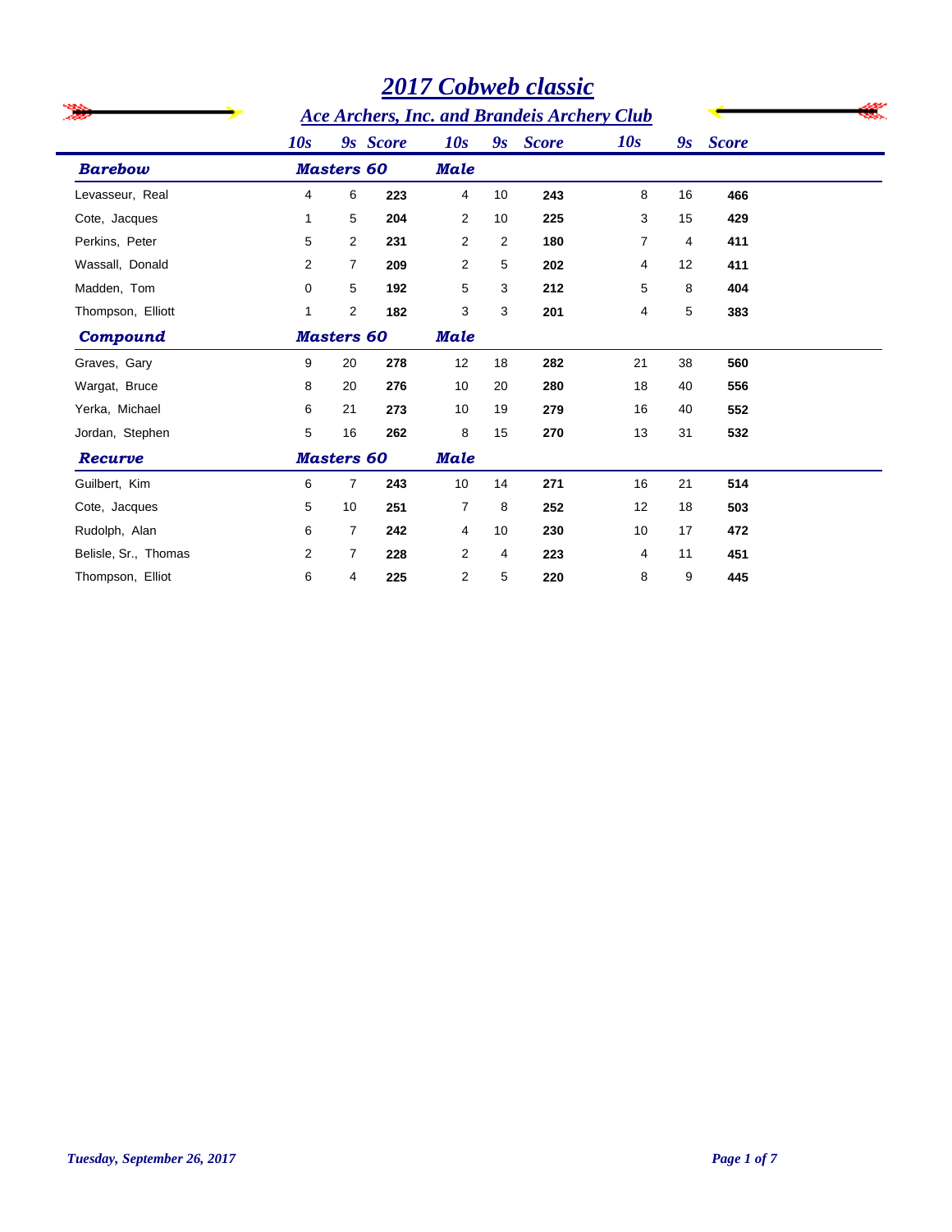# 2017 Cobweb classic

## Ace Archers, Inc. and Brandeis Archery Club

| | 10s | 9s | Score | 10s | 9s | Score | 10s | 9s | Score |
|---|---|---|---|---|---|---|---|---|---|
| ***Barebow*** | ***Masters 60*** | | | ***Male*** | | | | | |
| Levasseur, Real | 4 | 6 | **223** | 4 | 10 | **243** | 8 | 16 | **466** |
| Cote, Jacques | 1 | 5 | **204** | 2 | 10 | **225** | 3 | 15 | **429** |
| Perkins, Peter | 5 | 2 | **231** | 2 | 2 | **180** | 7 | 4 | **411** |
| Wassall, Donald | 2 | 7 | **209** | 2 | 5 | **202** | 4 | 12 | **411** |
| Madden, Tom | 0 | 5 | **192** | 5 | 3 | **212** | 5 | 8 | **404** |
| Thompson, Elliott | 1 | 2 | **182** | 3 | 3 | **201** | 4 | 5 | **383** |
| ***Compound*** | ***Masters 60*** | | | ***Male*** | | | | | |
| Graves, Gary | 9 | 20 | **278** | 12 | 18 | **282** | 21 | 38 | **560** |
| Wargat, Bruce | 8 | 20 | **276** | 10 | 20 | **280** | 18 | 40 | **556** |
| Yerka, Michael | 6 | 21 | **273** | 10 | 19 | **279** | 16 | 40 | **552** |
| Jordan, Stephen | 5 | 16 | **262** | 8 | 15 | **270** | 13 | 31 | **532** |
| ***Recurve*** | ***Masters 60*** | | | ***Male*** | | | | | |
| Guilbert, Kim | 6 | 7 | **243** | 10 | 14 | **271** | 16 | 21 | **514** |
| Cote, Jacques | 5 | 10 | **251** | 7 | 8 | **252** | 12 | 18 | **503** |
| Rudolph, Alan | 6 | 7 | **242** | 4 | 10 | **230** | 10 | 17 | **472** |
| Belisle, Sr., Thomas | 2 | 7 | **228** | 2 | 4 | **223** | 4 | 11 | **451** |
| Thompson, Elliot | 6 | 4 | **225** | 2 | 5 | **220** | 8 | 9 | **445** |

*Tuesday, September 26, 2017*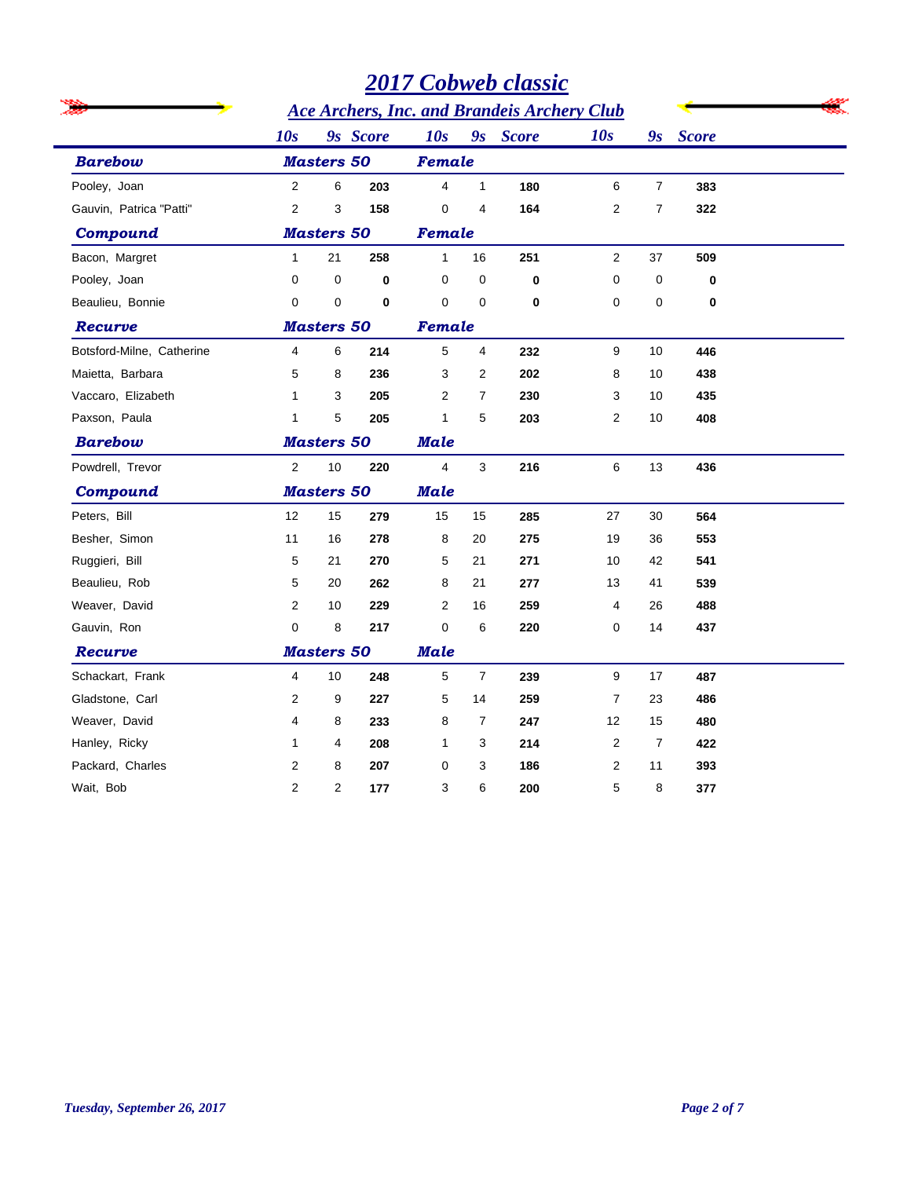# 2017 Cobweb classic

## Ace Archers, Inc. and Brandeis Archery Club

| | 10s | 9s | Score | 10s | 9s | Score | 10s | 9s | Score |
|---|---|---|---|---|---|---|---|---|---|
| ***Barebow*** | ***Masters 50*** | | | ***Female*** | | | | | |
| Pooley, Joan | 2 | 6 | **203** | 4 | 1 | **180** | 6 | 7 | **383** |
| Gauvin, Patrica "Patti" | 2 | 3 | **158** | 0 | 4 | **164** | 2 | 7 | **322** |
| ***Compound*** | ***Masters 50*** | | | ***Female*** | | | | | |
| Bacon, Margret | 1 | 21 | **258** | 1 | 16 | **251** | 2 | 37 | **509** |
| Pooley, Joan | 0 | 0 | **0** | 0 | 0 | **0** | 0 | 0 | **0** |
| Beaulieu, Bonnie | 0 | 0 | **0** | 0 | 0 | **0** | 0 | 0 | **0** |
| ***Recurve*** | ***Masters 50*** | | | ***Female*** | | | | | |
| Botsford-Milne, Catherine | 4 | 6 | **214** | 5 | 4 | **232** | 9 | 10 | **446** |
| Maietta, Barbara | 5 | 8 | **236** | 3 | 2 | **202** | 8 | 10 | **438** |
| Vaccaro, Elizabeth | 1 | 3 | **205** | 2 | 7 | **230** | 3 | 10 | **435** |
| Paxson, Paula | 1 | 5 | **205** | 1 | 5 | **203** | 2 | 10 | **408** |
| ***Barebow*** | ***Masters 50*** | | | ***Male*** | | | | | |
| Powdrell, Trevor | 2 | 10 | **220** | 4 | 3 | **216** | 6 | 13 | **436** |
| ***Compound*** | ***Masters 50*** | | | ***Male*** | | | | | |
| Peters, Bill | 12 | 15 | **279** | 15 | 15 | **285** | 27 | 30 | **564** |
| Besher, Simon | 11 | 16 | **278** | 8 | 20 | **275** | 19 | 36 | **553** |
| Ruggieri, Bill | 5 | 21 | **270** | 5 | 21 | **271** | 10 | 42 | **541** |
| Beaulieu, Rob | 5 | 20 | **262** | 8 | 21 | **277** | 13 | 41 | **539** |
| Weaver, David | 2 | 10 | **229** | 2 | 16 | **259** | 4 | 26 | **488** |
| Gauvin, Ron | 0 | 8 | **217** | 0 | 6 | **220** | 0 | 14 | **437** |
| ***Recurve*** | ***Masters 50*** | | | ***Male*** | | | | | |
| Schackart, Frank | 4 | 10 | **248** | 5 | 7 | **239** | 9 | 17 | **487** |
| Gladstone, Carl | 2 | 9 | **227** | 5 | 14 | **259** | 7 | 23 | **486** |
| Weaver, David | 4 | 8 | **233** | 8 | 7 | **247** | 12 | 15 | **480** |
| Hanley, Ricky | 1 | 4 | **208** | 1 | 3 | **214** | 2 | 7 | **422** |
| Packard, Charles | 2 | 8 | **207** | 0 | 3 | **186** | 2 | 11 | **393** |
| Wait, Bob | 2 | 2 | **177** | 3 | 6 | **200** | 5 | 8 | **377** |

*Tuesday, September 26, 2017*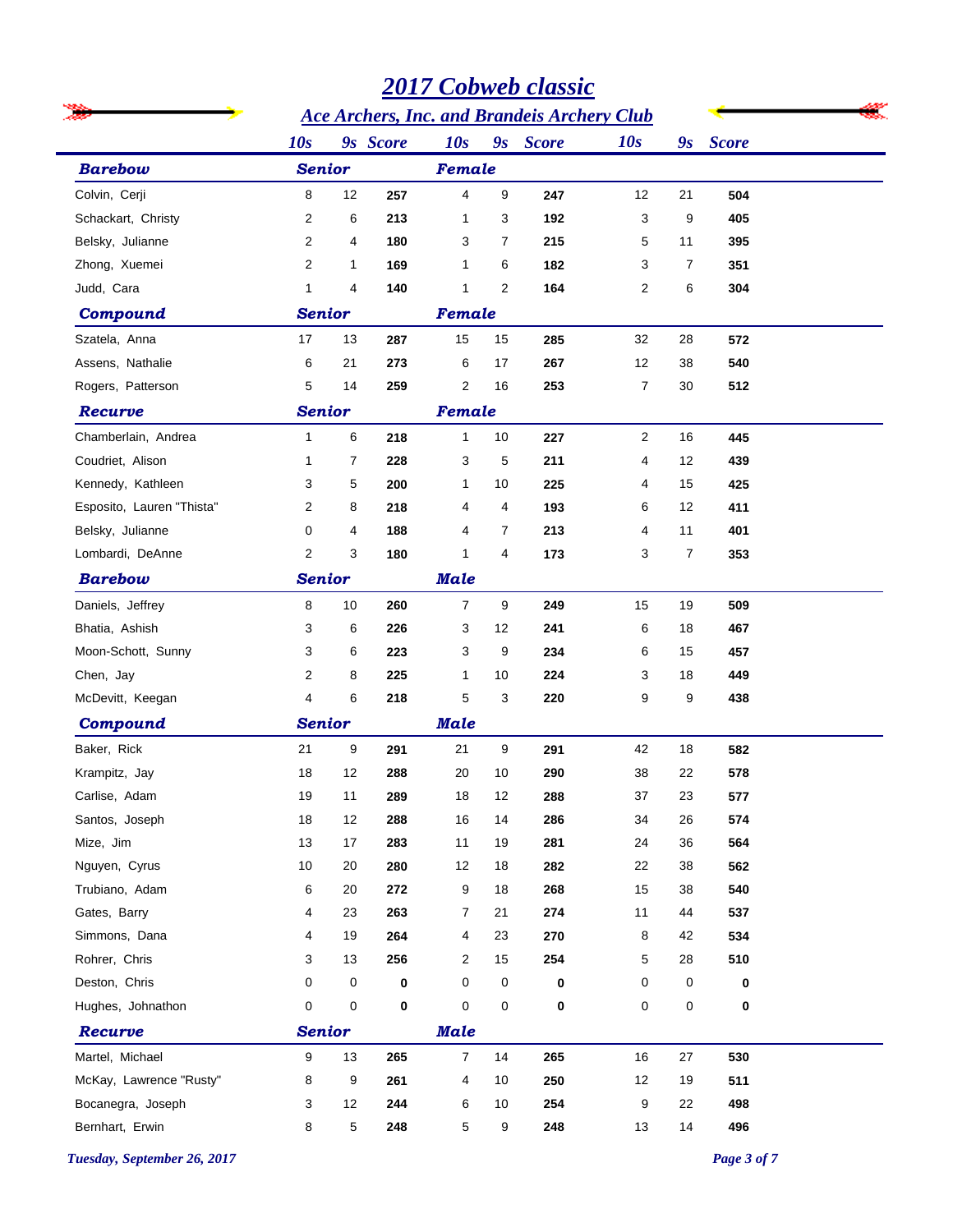# 2017 Cobweb classic

## Ace Archers, Inc. and Brandeis Archery Club

| | 10s | 9s | Score | 10s | 9s | Score | 10s | 9s | Score |
|---|---|---|---|---|---|---|---|---|---|
| **Barebow** | **Senior** | | | **Female** | | | | | |
| Colvin, Cerji | 8 | 12 | **257** | 4 | 9 | **247** | 12 | 21 | **504** |
| Schackart, Christy | 2 | 6 | **213** | 1 | 3 | **192** | 3 | 9 | **405** |
| Belsky, Julianne | 2 | 4 | **180** | 3 | 7 | **215** | 5 | 11 | **395** |
| Zhong, Xuemei | 2 | 1 | **169** | 1 | 6 | **182** | 3 | 7 | **351** |
| Judd, Cara | 1 | 4 | **140** | 1 | 2 | **164** | 2 | 6 | **304** |
| **Compound** | **Senior** | | | **Female** | | | | | |
| Szatela, Anna | 17 | 13 | **287** | 15 | 15 | **285** | 32 | 28 | **572** |
| Assens, Nathalie | 6 | 21 | **273** | 6 | 17 | **267** | 12 | 38 | **540** |
| Rogers, Patterson | 5 | 14 | **259** | 2 | 16 | **253** | 7 | 30 | **512** |
| **Recurve** | **Senior** | | | **Female** | | | | | |
| Chamberlain, Andrea | 1 | 6 | **218** | 1 | 10 | **227** | 2 | 16 | **445** |
| Coudriet, Alison | 1 | 7 | **228** | 3 | 5 | **211** | 4 | 12 | **439** |
| Kennedy, Kathleen | 3 | 5 | **200** | 1 | 10 | **225** | 4 | 15 | **425** |
| Esposito, Lauren "Thista" | 2 | 8 | **218** | 4 | 4 | **193** | 6 | 12 | **411** |
| Belsky, Julianne | 0 | 4 | **188** | 4 | 7 | **213** | 4 | 11 | **401** |
| Lombardi, DeAnne | 2 | 3 | **180** | 1 | 4 | **173** | 3 | 7 | **353** |
| **Barebow** | **Senior** | | | **Male** | | | | | |
| Daniels, Jeffrey | 8 | 10 | **260** | 7 | 9 | **249** | 15 | 19 | **509** |
| Bhatia, Ashish | 3 | 6 | **226** | 3 | 12 | **241** | 6 | 18 | **467** |
| Moon-Schott, Sunny | 3 | 6 | **223** | 3 | 9 | **234** | 6 | 15 | **457** |
| Chen, Jay | 2 | 8 | **225** | 1 | 10 | **224** | 3 | 18 | **449** |
| McDevitt, Keegan | 4 | 6 | **218** | 5 | 3 | **220** | 9 | 9 | **438** |
| **Compound** | **Senior** | | | **Male** | | | | | |
| Baker, Rick | 21 | 9 | **291** | 21 | 9 | **291** | 42 | 18 | **582** |
| Krampitz, Jay | 18 | 12 | **288** | 20 | 10 | **290** | 38 | 22 | **578** |
| Carlise, Adam | 19 | 11 | **289** | 18 | 12 | **288** | 37 | 23 | **577** |
| Santos, Joseph | 18 | 12 | **288** | 16 | 14 | **286** | 34 | 26 | **574** |
| Mize, Jim | 13 | 17 | **283** | 11 | 19 | **281** | 24 | 36 | **564** |
| Nguyen, Cyrus | 10 | 20 | **280** | 12 | 18 | **282** | 22 | 38 | **562** |
| Trubiano, Adam | 6 | 20 | **272** | 9 | 18 | **268** | 15 | 38 | **540** |
| Gates, Barry | 4 | 23 | **263** | 7 | 21 | **274** | 11 | 44 | **537** |
| Simmons, Dana | 4 | 19 | **264** | 4 | 23 | **270** | 8 | 42 | **534** |
| Rohrer, Chris | 3 | 13 | **256** | 2 | 15 | **254** | 5 | 28 | **510** |
| Deston, Chris | 0 | 0 | **0** | 0 | 0 | **0** | 0 | 0 | **0** |
| Hughes, Johnathon | 0 | 0 | **0** | 0 | 0 | **0** | 0 | 0 | **0** |
| **Recurve** | **Senior** | | | **Male** | | | | | |
| Martel, Michael | 9 | 13 | **265** | 7 | 14 | **265** | 16 | 27 | **530** |
| McKay, Lawrence "Rusty" | 8 | 9 | **261** | 4 | 10 | **250** | 12 | 19 | **511** |
| Bocanegra, Joseph | 3 | 12 | **244** | 6 | 10 | **254** | 9 | 22 | **498** |
| Bernhart, Erwin | 8 | 5 | **248** | 5 | 9 | **248** | 13 | 14 | **496** |

*Tuesday, September 26, 2017*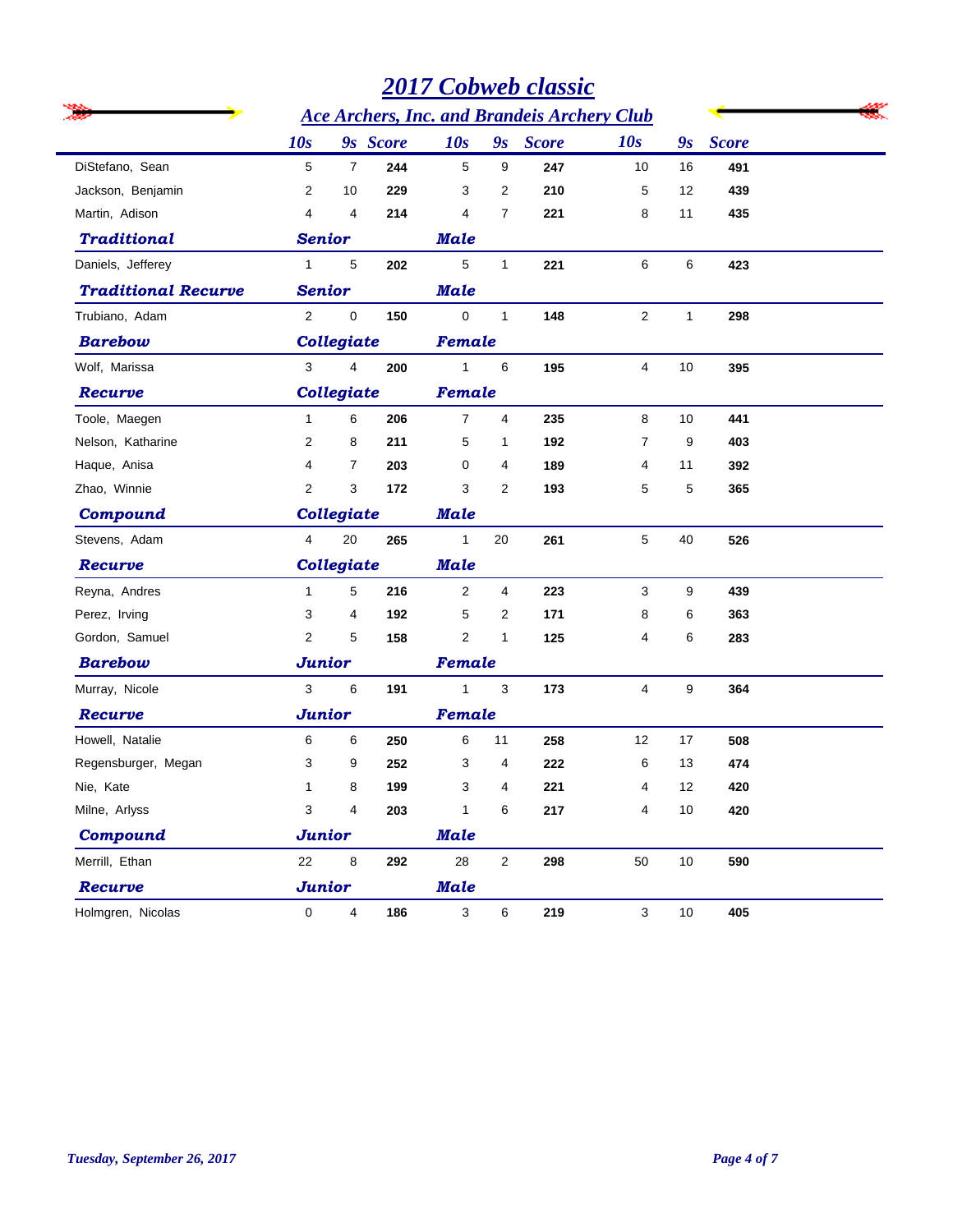# 2017 Cobweb classic

## Ace Archers, Inc. and Brandeis Archery Club

| | 10s | 9s | Score | 10s | 9s | Score | 10s | 9s | Score |
|---|---|---|---|---|---|---|---|---|---|
| DiStefano, Sean | 5 | 7 | **244** | 5 | 9 | **247** | 10 | 16 | **491** |
| Jackson, Benjamin | 2 | 10 | **229** | 3 | 2 | **210** | 5 | 12 | **439** |
| Martin, Adison | 4 | 4 | **214** | 4 | 7 | **221** | 8 | 11 | **435** |
| ***Traditional*** | ***Senior*** | | | ***Male*** | | | | | |
| Daniels, Jefferey | 1 | 5 | **202** | 5 | 1 | **221** | 6 | 6 | **423** |
| ***Traditional Recurve*** | ***Senior*** | | | ***Male*** | | | | | |
| Trubiano, Adam | 2 | 0 | **150** | 0 | 1 | **148** | 2 | 1 | **298** |
| ***Barebow*** | ***Collegiate*** | | | ***Female*** | | | | | |
| Wolf, Marissa | 3 | 4 | **200** | 1 | 6 | **195** | 4 | 10 | **395** |
| ***Recurve*** | ***Collegiate*** | | | ***Female*** | | | | | |
| Toole, Maegen | 1 | 6 | **206** | 7 | 4 | **235** | 8 | 10 | **441** |
| Nelson, Katharine | 2 | 8 | **211** | 5 | 1 | **192** | 7 | 9 | **403** |
| Haque, Anisa | 4 | 7 | **203** | 0 | 4 | **189** | 4 | 11 | **392** |
| Zhao, Winnie | 2 | 3 | **172** | 3 | 2 | **193** | 5 | 5 | **365** |
| ***Compound*** | ***Collegiate*** | | | ***Male*** | | | | | |
| Stevens, Adam | 4 | 20 | **265** | 1 | 20 | **261** | 5 | 40 | **526** |
| ***Recurve*** | ***Collegiate*** | | | ***Male*** | | | | | |
| Reyna, Andres | 1 | 5 | **216** | 2 | 4 | **223** | 3 | 9 | **439** |
| Perez, Irving | 3 | 4 | **192** | 5 | 2 | **171** | 8 | 6 | **363** |
| Gordon, Samuel | 2 | 5 | **158** | 2 | 1 | **125** | 4 | 6 | **283** |
| ***Barebow*** | ***Junior*** | | | ***Female*** | | | | | |
| Murray, Nicole | 3 | 6 | **191** | 1 | 3 | **173** | 4 | 9 | **364** |
| ***Recurve*** | ***Junior*** | | | ***Female*** | | | | | |
| Howell, Natalie | 6 | 6 | **250** | 6 | 11 | **258** | 12 | 17 | **508** |
| Regensburger, Megan | 3 | 9 | **252** | 3 | 4 | **222** | 6 | 13 | **474** |
| Nie, Kate | 1 | 8 | **199** | 3 | 4 | **221** | 4 | 12 | **420** |
| Milne, Arlyss | 3 | 4 | **203** | 1 | 6 | **217** | 4 | 10 | **420** |
| ***Compound*** | ***Junior*** | | | ***Male*** | | | | | |
| Merrill, Ethan | 22 | 8 | **292** | 28 | 2 | **298** | 50 | 10 | **590** |
| ***Recurve*** | ***Junior*** | | | ***Male*** | | | | | |
| Holmgren, Nicolas | 0 | 4 | **186** | 3 | 6 | **219** | 3 | 10 | **405** |

*Tuesday, September 26, 2017*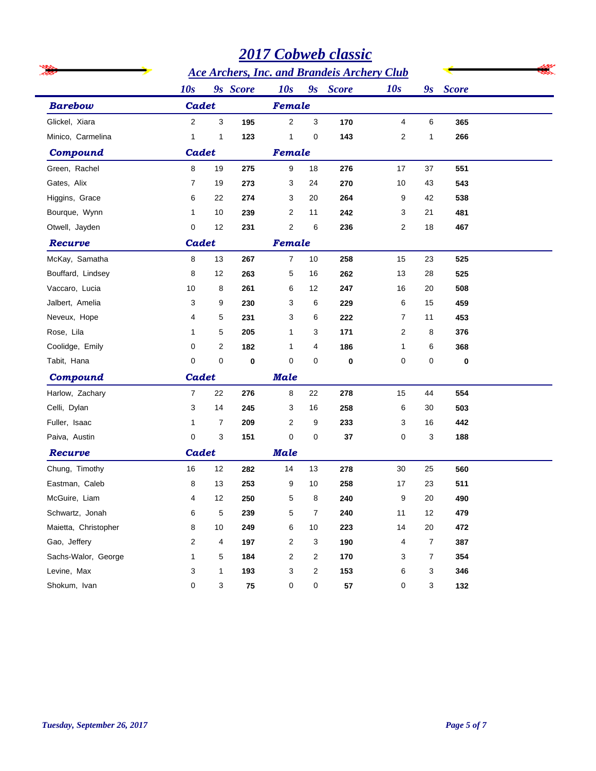# 2017 Cobweb classic

## Ace Archers, Inc. and Brandeis Archery Club

| | 10s | 9s | Score | 10s | 9s | Score | 10s | 9s | Score |
|---|---|---|---|---|---|---|---|---|---|
| ***Barebow*** | ***Cadet*** | | | ***Female*** | | | | | |
| Glickel, Xiara | 2 | 3 | **195** | 2 | 3 | **170** | 4 | 6 | **365** |
| Minico, Carmelina | 1 | 1 | **123** | 1 | 0 | **143** | 2 | 1 | **266** |
| ***Compound*** | ***Cadet*** | | | ***Female*** | | | | | |
| Green, Rachel | 8 | 19 | **275** | 9 | 18 | **276** | 17 | 37 | **551** |
| Gates, Alix | 7 | 19 | **273** | 3 | 24 | **270** | 10 | 43 | **543** |
| Higgins, Grace | 6 | 22 | **274** | 3 | 20 | **264** | 9 | 42 | **538** |
| Bourque, Wynn | 1 | 10 | **239** | 2 | 11 | **242** | 3 | 21 | **481** |
| Otwell, Jayden | 0 | 12 | **231** | 2 | 6 | **236** | 2 | 18 | **467** |
| ***Recurve*** | ***Cadet*** | | | ***Female*** | | | | | |
| McKay, Samatha | 8 | 13 | **267** | 7 | 10 | **258** | 15 | 23 | **525** |
| Bouffard, Lindsey | 8 | 12 | **263** | 5 | 16 | **262** | 13 | 28 | **525** |
| Vaccaro, Lucia | 10 | 8 | **261** | 6 | 12 | **247** | 16 | 20 | **508** |
| Jalbert, Amelia | 3 | 9 | **230** | 3 | 6 | **229** | 6 | 15 | **459** |
| Neveux, Hope | 4 | 5 | **231** | 3 | 6 | **222** | 7 | 11 | **453** |
| Rose, Lila | 1 | 5 | **205** | 1 | 3 | **171** | 2 | 8 | **376** |
| Coolidge, Emily | 0 | 2 | **182** | 1 | 4 | **186** | 1 | 6 | **368** |
| Tabit, Hana | 0 | 0 | **0** | 0 | 0 | **0** | 0 | 0 | **0** |
| ***Compound*** | ***Cadet*** | | | ***Male*** | | | | | |
| Harlow, Zachary | 7 | 22 | **276** | 8 | 22 | **278** | 15 | 44 | **554** |
| Celli, Dylan | 3 | 14 | **245** | 3 | 16 | **258** | 6 | 30 | **503** |
| Fuller, Isaac | 1 | 7 | **209** | 2 | 9 | **233** | 3 | 16 | **442** |
| Paiva, Austin | 0 | 3 | **151** | 0 | 0 | **37** | 0 | 3 | **188** |
| ***Recurve*** | ***Cadet*** | | | ***Male*** | | | | | |
| Chung, Timothy | 16 | 12 | **282** | 14 | 13 | **278** | 30 | 25 | **560** |
| Eastman, Caleb | 8 | 13 | **253** | 9 | 10 | **258** | 17 | 23 | **511** |
| McGuire, Liam | 4 | 12 | **250** | 5 | 8 | **240** | 9 | 20 | **490** |
| Schwartz, Jonah | 6 | 5 | **239** | 5 | 7 | **240** | 11 | 12 | **479** |
| Maietta, Christopher | 8 | 10 | **249** | 6 | 10 | **223** | 14 | 20 | **472** |
| Gao, Jeffery | 2 | 4 | **197** | 2 | 3 | **190** | 4 | 7 | **387** |
| Sachs-Walor, George | 1 | 5 | **184** | 2 | 2 | **170** | 3 | 7 | **354** |
| Levine, Max | 3 | 1 | **193** | 3 | 2 | **153** | 6 | 3 | **346** |
| Shokum, Ivan | 0 | 3 | **75** | 0 | 0 | **57** | 0 | 3 | **132** |

*Tuesday, September 26, 2017*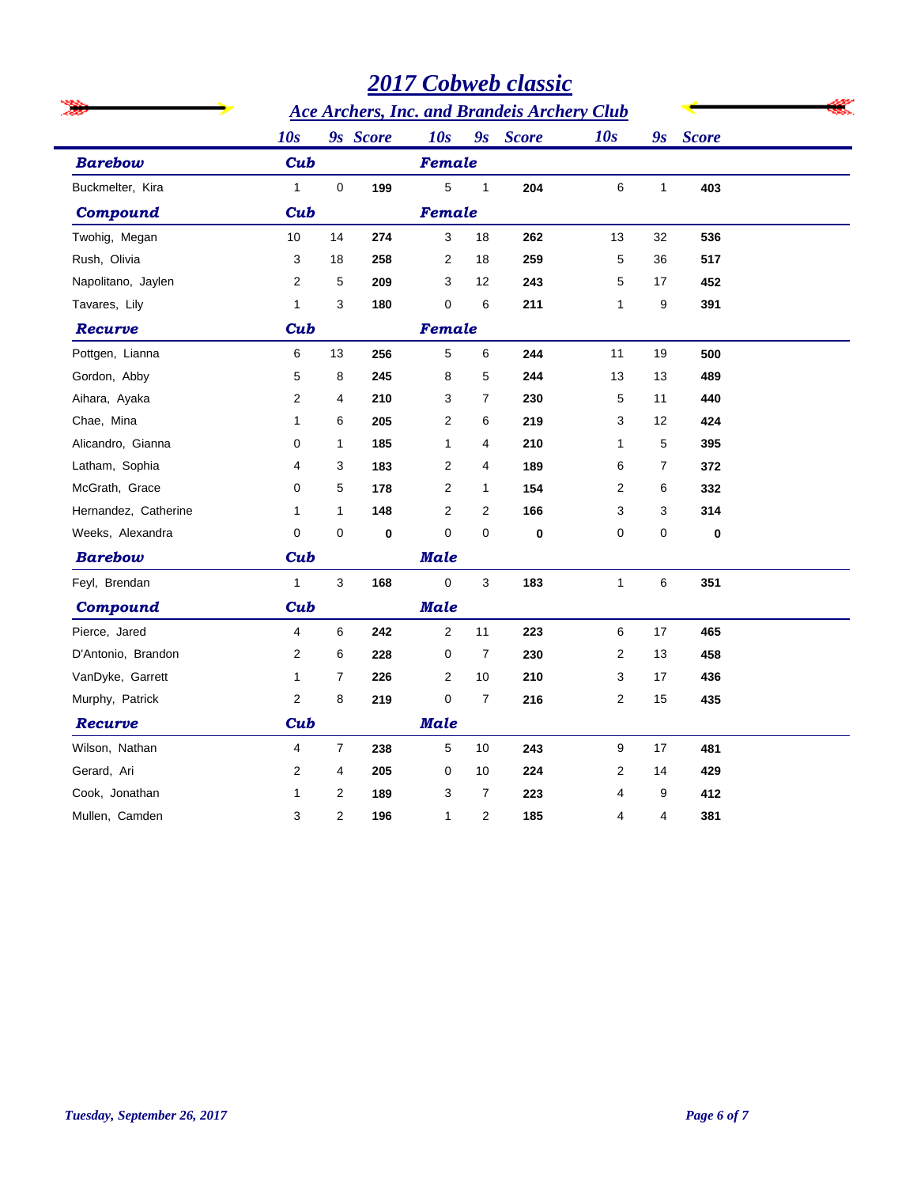# 2017 Cobweb classic

## Ace Archers, Inc. and Brandeis Archery Club

| | 10s | 9s | Score | 10s | 9s | Score | 10s | 9s | Score |
|---|---|---|---|---|---|---|---|---|---|
| ***Barebow*** | ***Cub*** | | | ***Female*** | | | | | |
| Buckmelter, Kira | 1 | 0 | **199** | 5 | 1 | **204** | 6 | 1 | **403** |
| ***Compound*** | ***Cub*** | | | ***Female*** | | | | | |
| Twohig, Megan | 10 | 14 | **274** | 3 | 18 | **262** | 13 | 32 | **536** |
| Rush, Olivia | 3 | 18 | **258** | 2 | 18 | **259** | 5 | 36 | **517** |
| Napolitano, Jaylen | 2 | 5 | **209** | 3 | 12 | **243** | 5 | 17 | **452** |
| Tavares, Lily | 1 | 3 | **180** | 0 | 6 | **211** | 1 | 9 | **391** |
| ***Recurve*** | ***Cub*** | | | ***Female*** | | | | | |
| Pottgen, Lianna | 6 | 13 | **256** | 5 | 6 | **244** | 11 | 19 | **500** |
| Gordon, Abby | 5 | 8 | **245** | 8 | 5 | **244** | 13 | 13 | **489** |
| Aihara, Ayaka | 2 | 4 | **210** | 3 | 7 | **230** | 5 | 11 | **440** |
| Chae, Mina | 1 | 6 | **205** | 2 | 6 | **219** | 3 | 12 | **424** |
| Alicandro, Gianna | 0 | 1 | **185** | 1 | 4 | **210** | 1 | 5 | **395** |
| Latham, Sophia | 4 | 3 | **183** | 2 | 4 | **189** | 6 | 7 | **372** |
| McGrath, Grace | 0 | 5 | **178** | 2 | 1 | **154** | 2 | 6 | **332** |
| Hernandez, Catherine | 1 | 1 | **148** | 2 | 2 | **166** | 3 | 3 | **314** |
| Weeks, Alexandra | 0 | 0 | **0** | 0 | 0 | **0** | 0 | 0 | **0** |
| ***Barebow*** | ***Cub*** | | | ***Male*** | | | | | |
| Feyl, Brendan | 1 | 3 | **168** | 0 | 3 | **183** | 1 | 6 | **351** |
| ***Compound*** | ***Cub*** | | | ***Male*** | | | | | |
| Pierce, Jared | 4 | 6 | **242** | 2 | 11 | **223** | 6 | 17 | **465** |
| D'Antonio, Brandon | 2 | 6 | **228** | 0 | 7 | **230** | 2 | 13 | **458** |
| VanDyke, Garrett | 1 | 7 | **226** | 2 | 10 | **210** | 3 | 17 | **436** |
| Murphy, Patrick | 2 | 8 | **219** | 0 | 7 | **216** | 2 | 15 | **435** |
| ***Recurve*** | ***Cub*** | | | ***Male*** | | | | | |
| Wilson, Nathan | 4 | 7 | **238** | 5 | 10 | **243** | 9 | 17 | **481** |
| Gerard, Ari | 2 | 4 | **205** | 0 | 10 | **224** | 2 | 14 | **429** |
| Cook, Jonathan | 1 | 2 | **189** | 3 | 7 | **223** | 4 | 9 | **412** |
| Mullen, Camden | 3 | 2 | **196** | 1 | 2 | **185** | 4 | 4 | **381** |

*Tuesday, September 26, 2017*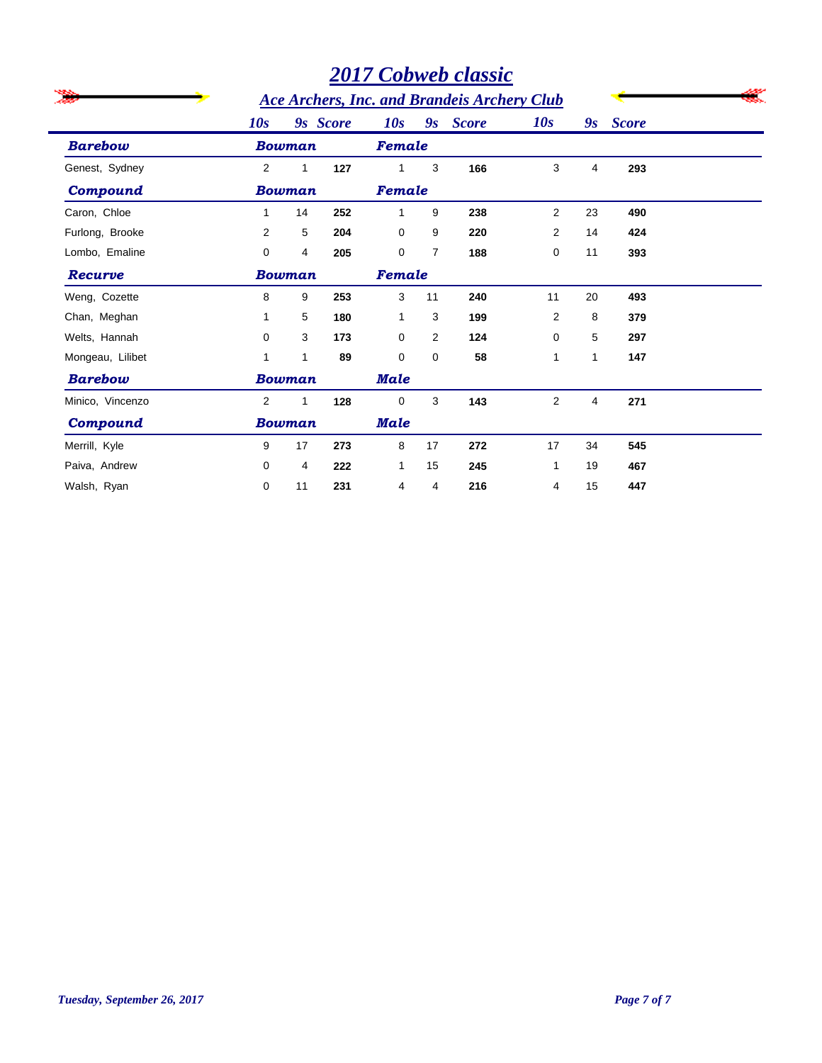# 2017 Cobweb classic

## Ace Archers, Inc. and Brandeis Archery Club

| | 10s | 9s | Score | 10s | 9s | Score | 10s | 9s | Score |
|---|---|---|---|---|---|---|---|---|---|
| ***Barebow*** | ***Bowman*** | | | ***Female*** | | | | | |
| Genest, Sydney | 2 | 1 | **127** | 1 | 3 | **166** | 3 | 4 | **293** |
| ***Compound*** | ***Bowman*** | | | ***Female*** | | | | | |
| Caron, Chloe | 1 | 14 | **252** | 1 | 9 | **238** | 2 | 23 | **490** |
| Furlong, Brooke | 2 | 5 | **204** | 0 | 9 | **220** | 2 | 14 | **424** |
| Lombo, Emaline | 0 | 4 | **205** | 0 | 7 | **188** | 0 | 11 | **393** |
| ***Recurve*** | ***Bowman*** | | | ***Female*** | | | | | |
| Weng, Cozette | 8 | 9 | **253** | 3 | 11 | **240** | 11 | 20 | **493** |
| Chan, Meghan | 1 | 5 | **180** | 1 | 3 | **199** | 2 | 8 | **379** |
| Welts, Hannah | 0 | 3 | **173** | 0 | 2 | **124** | 0 | 5 | **297** |
| Mongeau, Lilibet | 1 | 1 | **89** | 0 | 0 | **58** | 1 | 1 | **147** |
| ***Barebow*** | ***Bowman*** | | | ***Male*** | | | | | |
| Minico, Vincenzo | 2 | 1 | **128** | 0 | 3 | **143** | 2 | 4 | **271** |
| ***Compound*** | ***Bowman*** | | | ***Male*** | | | | | |
| Merrill, Kyle | 9 | 17 | **273** | 8 | 17 | **272** | 17 | 34 | **545** |
| Paiva, Andrew | 0 | 4 | **222** | 1 | 15 | **245** | 1 | 19 | **467** |
| Walsh, Ryan | 0 | 11 | **231** | 4 | 4 | **216** | 4 | 15 | **447** |

*Tuesday, September 26, 2017*